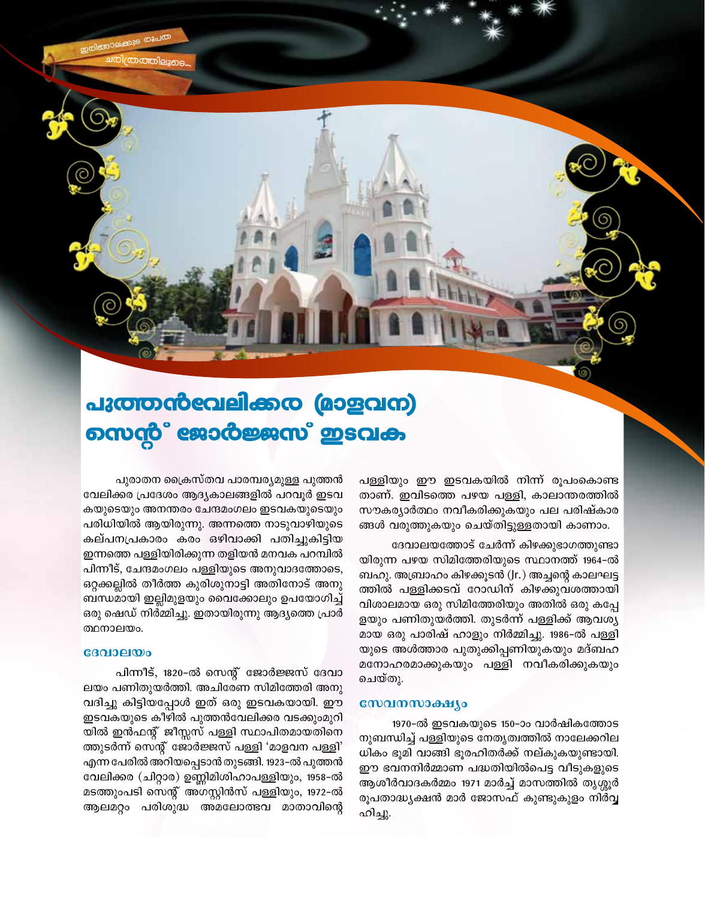# പുത്തൻവേലിക്കര (മാളവന) സെന്റ് ജോർജ്ജസ് ഇടവക

പുരാതന ക്രൈസ്തവ പാരമ്പര്യമുള്ള പുത്തൻ വേലിക്കര പ്രദേശം ആദ്യകാലങ്ങളിൽ പറവൂർ ഇടവകയുടെയും അനന്തരം ചേന്ദമംഗലം ഇടവകയുടെയും പരിധിയിൽ ആയിരുന്നു. അന്നത്തെ നാടുവാഴിയുടെ കല്പനപ്രകാരം കരം ഒഴിവാക്കി പതിച്ചുകിട്ടിയ ഇന്നത്തെ പള്ളിയിരിക്കുന്ന തളിയൻ മനവക പറമ്പിൽ പിന്നീട്, ചേന്ദമംഗലം പള്ളിയുടെ അനുവാദത്തോടെ, ഒറ്റക്കല്ലിൽ തീർത്ത കുരിശുനാട്ടി അതിനോട് അനുബന്ധമായി ഇല്ലിമുളയും വൈക്കോലും ഉപയോഗിച്ച് ഒരു ഷെഡ് നിർമ്മിച്ചു. ഇതായിരുന്നു ആദ്യത്തെ പ്രാർത്ഥനാലയം.

### ദേവാലയം

പിന്നീട്, 1820-ൽ സെന്റ് ജോർജ്ജസ് ദേവാലയം പണിതുയർത്തി. അചിരേണ സിമിത്തേരി അനുവദിച്ചു കിട്ടിയപ്പോൾ ഇത് ഒരു ഇടവകയായി. ഈ ഇടവകയുടെ കീഴിൽ പുത്തൻവേലിക്കര വടക്കുംമുറിയിൽ ഇൻഫന്റ് ജീസ്സസ് പള്ളി സ്ഥാപിതമായതിനെത്തുടർന്ന് സെന്റ് ജോർജ്ജസ് പള്ളി 'മാളവന പള്ളി' എന്ന പേരിൽ അറിയപ്പെടാൻ തുടങ്ങി. 1923-ൽ പുത്തൻവേലിക്കര (ചിറ്റാര) ഉണ്ണിമിശിഹാപള്ളിയും, 1958-ൽ മടത്തുംപടി സെന്റ് അഗസ്റ്റിൻസ് പള്ളിയും, 1972-ൽ ആലമറ്റം പരിശുദ്ധ അമലോത്ഭവ മാതാവിന്റെ പള്ളിയും ഈ ഇടവകയിൽ നിന്ന് രൂപംകൊണ്ടതാണ്. ഇവിടത്തെ പഴയ പള്ളി, കാലാന്തരത്തിൽ സൗകര്യാർത്ഥം നവീകരിക്കുകയും പല പരിഷ്കാരങ്ങൾ വരുത്തുകയും ചെയ്തിട്ടുള്ളതായി കാണാം.

ദേവാലയത്തോട് ചേർന്ന് കിഴക്കുഭാഗത്തുണ്ടായിരുന്ന പഴയ സിമിത്തേരിയുടെ സ്ഥാനത്ത് 1964-ൽ ബഹു. അബ്രാഹം കിഴക്കൂടൻ (Jr.) അച്ചന്റെ കാലഘട്ടത്തിൽ പള്ളിക്കടവ് റോഡിന് കിഴക്കുവശത്തായി വിശാലമായ ഒരു സിമിത്തേരിയും അതിൽ ഒരു കപ്പേളയും പണിതുയർത്തി. തുടർന്ന് പള്ളിക്ക് ആവശ്യമായ ഒരു പാരിഷ് ഹാളും നിർമ്മിച്ചു. 1986-ൽ പള്ളിയുടെ അൾത്താര പുതുക്കിപ്പണിയുകയും മദ്ബഹ മനോഹരമാക്കുകയും പള്ളി നവീകരിക്കുകയും ചെയ്തു.

### സേവനസാക്ഷ്യം

1970-ൽ ഇടവകയുടെ 150-ാം വാർഷികത്തോടനുബന്ധിച്ച് പള്ളിയുടെ നേതൃത്വത്തിൽ നാലേക്കറിലധികം ഭൂമി വാങ്ങി ഭൂരഹിതർക്ക് നല്കുകയുണ്ടായി. ഈ ഭവനനിർമ്മാണ പദ്ധതിയിൽപെട്ട വീടുകളുടെ ആശീർവാദകർമ്മം 1971 മാർച്ച് മാസത്തിൽ തൃശ്ശൂർ രൂപതാദ്ധ്യക്ഷൻ മാർ ജോസഫ് കുണ്ടുകുളം നിർവ്വഹിച്ചു.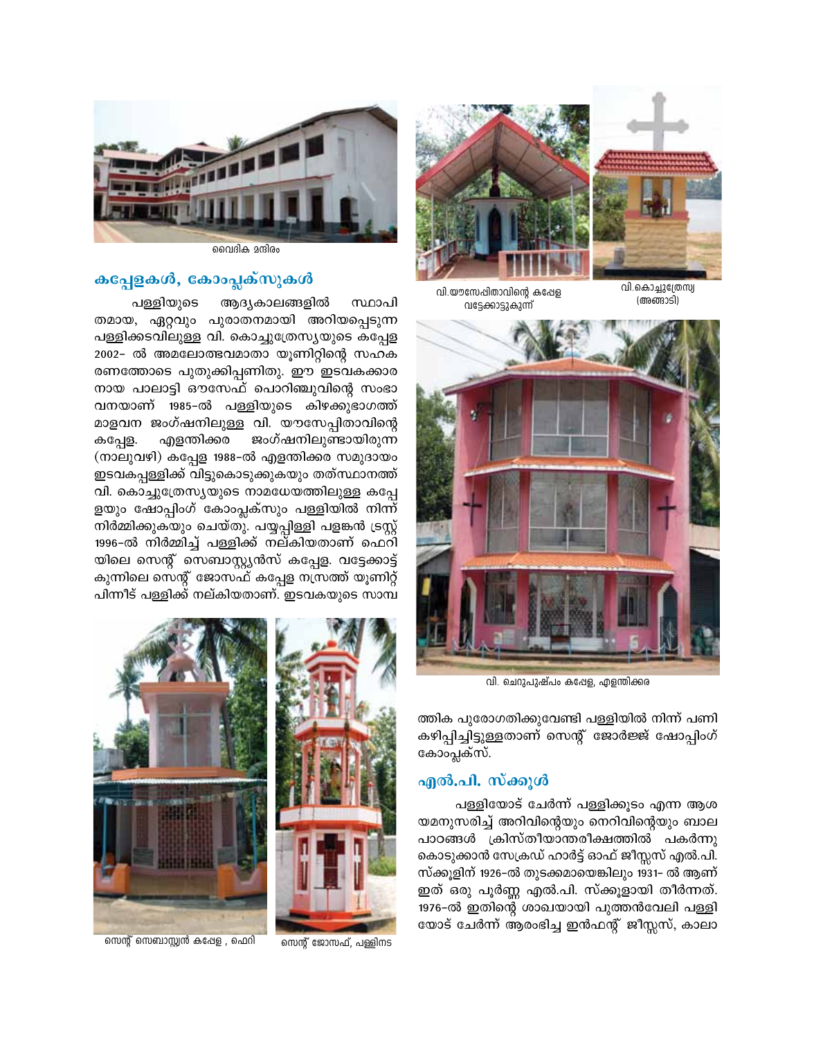വൈദിക മന്ദിരം

## കപ്പേളകൾ, കോംപ്ലക്സുകൾ

പള്ളിയുടെ ആദ്യകാലങ്ങളിൽ സ്ഥാപിതമായ, ഏറ്റവും പുരാതനമായി അറിയപ്പെടുന്ന പള്ളിക്കടവിലുള്ള വി. കൊച്ചുത്രേസ്യയുടെ കപ്പേള 2002– ൽ അമലോത്ഭവമാതാ യൂണിറ്റിന്റെ സഹകരണത്തോടെ പുതുക്കിപ്പണിതു. ഈ ഇടവകക്കാരനായ പാലാട്ടി ഔസേഫ് പൊറിഞ്ചുവിന്റെ സംഭാവനയാണ് 1985–ൽ പള്ളിയുടെ കിഴക്കുഭാഗത്ത് മാളവന ജംഗ്ഷനിലുള്ള വി. യൗസേപ്പിതാവിന്റെ കപ്പേള. എളന്തിക്കര ജംഗ്ഷനിലുണ്ടായിരുന്ന (നാലുവഴി) കപ്പേള 1988–ൽ എളന്തിക്കര സമുദായം ഇടവകപ്പള്ളിക്ക് വിട്ടുകൊടുക്കുകയും തത്സ്ഥാനത്ത് വി. കൊച്ചുത്രേസ്യയുടെ നാമധേയത്തിലുള്ള കപ്പേളയും ഷോപ്പിംഗ് കോംപ്ലക്സും പള്ളിയിൽ നിന്ന് നിർമ്മിക്കുകയും ചെയ്തു. പയ്യപ്പിള്ളി പളങ്കൻ ട്രസ്റ്റ് 1996–ൽ നിർമ്മിച്ച് പള്ളിക്ക് നല്കിയതാണ് ഫെറിയിലെ സെന്റ് സെബാസ്റ്റ്യൻസ് കപ്പേള. വട്ടേക്കാട്ട് കുന്നിലെ സെന്റ് ജോസഫ് കപ്പേള നസ്രത്ത് യൂണിറ്റ് പിന്നീട് പള്ളിക്ക് നല്കിയതാണ്. ഇടവകയുടെ സാമ്പത്തിക പുരോഗതിക്കുവേണ്ടി പള്ളിയിൽ നിന്ന് പണികഴിപ്പിച്ചിട്ടുള്ളതാണ് സെന്റ് ജോർജ്ജ് ഷോപ്പിംഗ് കോംപ്ലക്സ്.

സെന്റ് സെബാസ്റ്റ്യൻ കപ്പേള , ഫെറി

സെന്റ് ജോസഫ്, പള്ളിനട

വി.യൗസേപ്പിതാവിന്റെ കപ്പേള വട്ടേക്കാട്ടുകുന്ന്

വി.കൊച്ചുത്രേസ്യ (അങ്ങാടി)

വി. ചെറുപുഷ്പം കപ്പേള, എളന്തിക്കര

## എൽ.പി. സ്ക്കൂൾ

പള്ളിയോട് ചേർന്ന് പള്ളിക്കൂടം എന്ന ആശയമനുസരിച്ച് അറിവിന്റെയും നെറിവിന്റെയും ബാലപാഠങ്ങൾ ക്രിസ്തീയാന്തരീക്ഷത്തിൽ പകർന്നു കൊടുക്കാൻ സേക്രഡ് ഹാർട്ട് ഓഫ് ജീസ്സസ് എൽ.പി. സ്ക്കൂളിന് 1926–ൽ തുടക്കമായെങ്കിലും 1931– ൽ ആണ് ഇത് ഒരു പൂർണ്ണ എൽ.പി. സ്ക്കൂളായി തീർന്നത്. 1976–ൽ ഇതിന്റെ ശാഖയായി പുത്തൻവേലി പള്ളിയോട് ചേർന്ന് ആരംഭിച്ച ഇൻഫന്റ് ജീസ്സസ്, കാലാ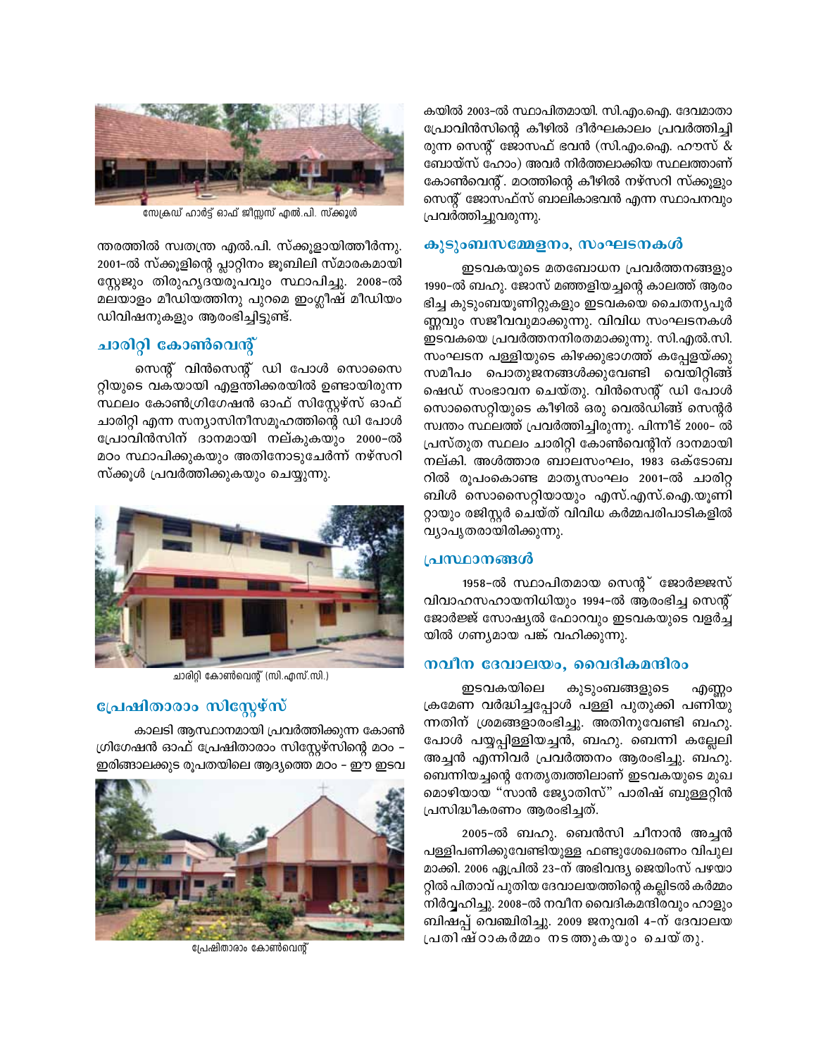സേക്രഡ് ഹാർട്ട് ഓഫ് ജീസ്സസ് എൽ.പി. സ്ക്കൂൾ

ന്തരത്തിൽ സ്വതന്ത്ര എൽ.പി. സ്ക്കൂളായിത്തീർന്നു. 2001-ൽ സ്ക്കൂളിന്റെ പ്ലാറ്റിനം ജൂബിലി സ്മാരകമായി സ്റ്റേജും തിരുഹൃദയരൂപവും സ്ഥാപിച്ചു. 2008-ൽ മലയാളം മീഡിയത്തിനു പുറമെ ഇംഗ്ലീഷ് മീഡിയം ഡിവിഷനുകളും ആരംഭിച്ചിട്ടുണ്ട്.

## ചാരിറ്റി കോൺവെന്റ്

സെന്റ് വിൻസെന്റ് ഡി പോൾ സൊസൈറ്റിയുടെ വകയായി എളന്തിക്കരയിൽ ഉണ്ടായിരുന്ന സ്ഥലം കോൺഗ്രിഗേഷൻ ഓഫ് സിസ്റ്റേഴ്സ് ഓഫ് ചാരിറ്റി എന്ന സന്യാസിനീസമൂഹത്തിന്റെ ഡി പോൾ പ്രോവിൻസിന് ദാനമായി നല്കുകയും 2000-ൽ മഠം സ്ഥാപിക്കുകയും അതിനോടുചേർന്ന് നഴ്സറി സ്ക്കൂൾ പ്രവർത്തിക്കുകയും ചെയ്യുന്നു.

ചാരിറ്റി കോൺവെന്റ് (സി.എസ്.സി.)

## പ്രേഷിതാരാം സിസ്റ്റേഴ്സ്

കാലടി ആസ്ഥാനമായി പ്രവർത്തിക്കുന്ന കോൺഗ്രിഗേഷൻ ഓഫ് പ്രേഷിതാരാം സിസ്റ്റേഴ്സിന്റെ മഠം - ഇരിങ്ങാലക്കുട രൂപതയിലെ ആദ്യത്തെ മഠം - ഈ ഇടവകയിൽ 2003-ൽ സ്ഥാപിതമായി. സി.എം.ഐ. ദേവമാതാ പ്രോവിൻസിന്റെ കീഴിൽ ദീർഘകാലം പ്രവർത്തിച്ചിരുന്ന സെന്റ് ജോസഫ് ഭവൻ (സി.എം.ഐ. ഹൗസ് & ബോയ്സ് ഹോം) അവർ നിർത്തലാക്കിയ സ്ഥലത്താണ് കോൺവെന്റ്. മഠത്തിന്റെ കീഴിൽ നഴ്സറി സ്ക്കൂളും സെന്റ് ജോസഫ്സ് ബാലികാഭവൻ എന്ന സ്ഥാപനവും പ്രവർത്തിച്ചുവരുന്നു.

പ്രേഷിതാരാം കോൺവെന്റ്

## കുടുംബസമ്മേളനം, സംഘടനകൾ

ഇടവകയുടെ മതബോധന പ്രവർത്തനങ്ങളും 1990-ൽ ബഹു. ജോസ് മഞ്ഞളിയച്ചന്റെ കാലത്ത് ആരംഭിച്ച കുടുംബയൂണിറ്റുകളും ഇടവകയെ ചൈതന്യപൂർണ്ണവും സജീവവുമാക്കുന്നു. വിവിധ സംഘടനകൾ ഇടവകയെ പ്രവർത്തനനിരതമാക്കുന്നു. സി.എൽ.സി. സംഘടന പള്ളിയുടെ കിഴക്കുഭാഗത്ത് കപ്പേളയ്ക്കു സമീപം പൊതുജനങ്ങൾക്കുവേണ്ടി വെയിറ്റിങ്ങ് ഷെഡ് സംഭാവന ചെയ്തു. വിൻസെന്റ് ഡി പോൾ സൊസൈറ്റിയുടെ കീഴിൽ ഒരു വെൽഡിങ്ങ് സെന്റർ സ്വന്തം സ്ഥലത്ത് പ്രവർത്തിച്ചിരുന്നു. പിന്നീട് 2000- ൽ പ്രസ്തുത സ്ഥലം ചാരിറ്റി കോൺവെന്റിന് ദാനമായി നല്കി. അൾത്താര ബാലസംഘം, 1983 ഒക്ടോബറിൽ രൂപംകൊണ്ട മാതൃസംഘം 2001-ൽ ചാരിറ്റബിൾ സൊസൈറ്റിയായും എസ്.എസ്.ഐ.യൂണിറ്റായും രജിസ്റ്റർ ചെയ്ത് വിവിധ കർമ്മപരിപാടികളിൽ വ്യാപൃതരായിരിക്കുന്നു.

## പ്രസ്ഥാനങ്ങൾ

1958-ൽ സ്ഥാപിതമായ സെന്റ് ജോർജ്ജസ് വിവാഹസഹായനിധിയും 1994-ൽ ആരംഭിച്ച സെന്റ് ജോർജ്ജ് സോഷ്യൽ ഫോറവും ഇടവകയുടെ വളർച്ചയിൽ ഗണ്യമായ പങ്ക് വഹിക്കുന്നു.

## നവീന ദേവാലയം, വൈദികമന്ദിരം

ഇടവകയിലെ കുടുംബങ്ങളുടെ എണ്ണം ക്രമേണ വർദ്ധിച്ചപ്പോൾ പള്ളി പുതുക്കി പണിയുന്നതിന് ശ്രമങ്ങളാരംഭിച്ചു. അതിനുവേണ്ടി ബഹു. പോൾ പയ്യപ്പിള്ളിയച്ചൻ, ബഹു. ബെന്നി കല്ലേലി അച്ചൻ എന്നിവർ പ്രവർത്തനം ആരംഭിച്ചു. ബഹു. ബെന്നിയച്ചന്റെ നേതൃത്വത്തിലാണ് ഇടവകയുടെ മുഖമൊഴിയായ "സാൻ ജ്യോതിസ്" പാരിഷ് ബുള്ളറ്റിൻ പ്രസിദ്ധീകരണം ആരംഭിച്ചത്.

2005-ൽ ബഹു. ബെൻസി ചീനാൻ അച്ചൻ പള്ളിപണിക്കുവേണ്ടിയുള്ള ഫണ്ടുശേഖരണം വിപുലമാക്കി. 2006 ഏപ്രിൽ 23-ന് അഭിവന്ദ്യ ജെയിംസ് പഴയാറ്റിൽ പിതാവ് പുതിയ ദേവാലയത്തിന്റെ കല്ലിടൽ കർമ്മം നിർവ്വഹിച്ചു. 2008-ൽ നവീന വൈദികമന്ദിരവും ഹാളും ബിഷപ്പ് വെഞ്ചിരിച്ചു. 2009 ജനുവരി 4-ന് ദേവാലയ പ്രതിഷ്ഠാകർമ്മം നടത്തുകയും ചെയ്തു.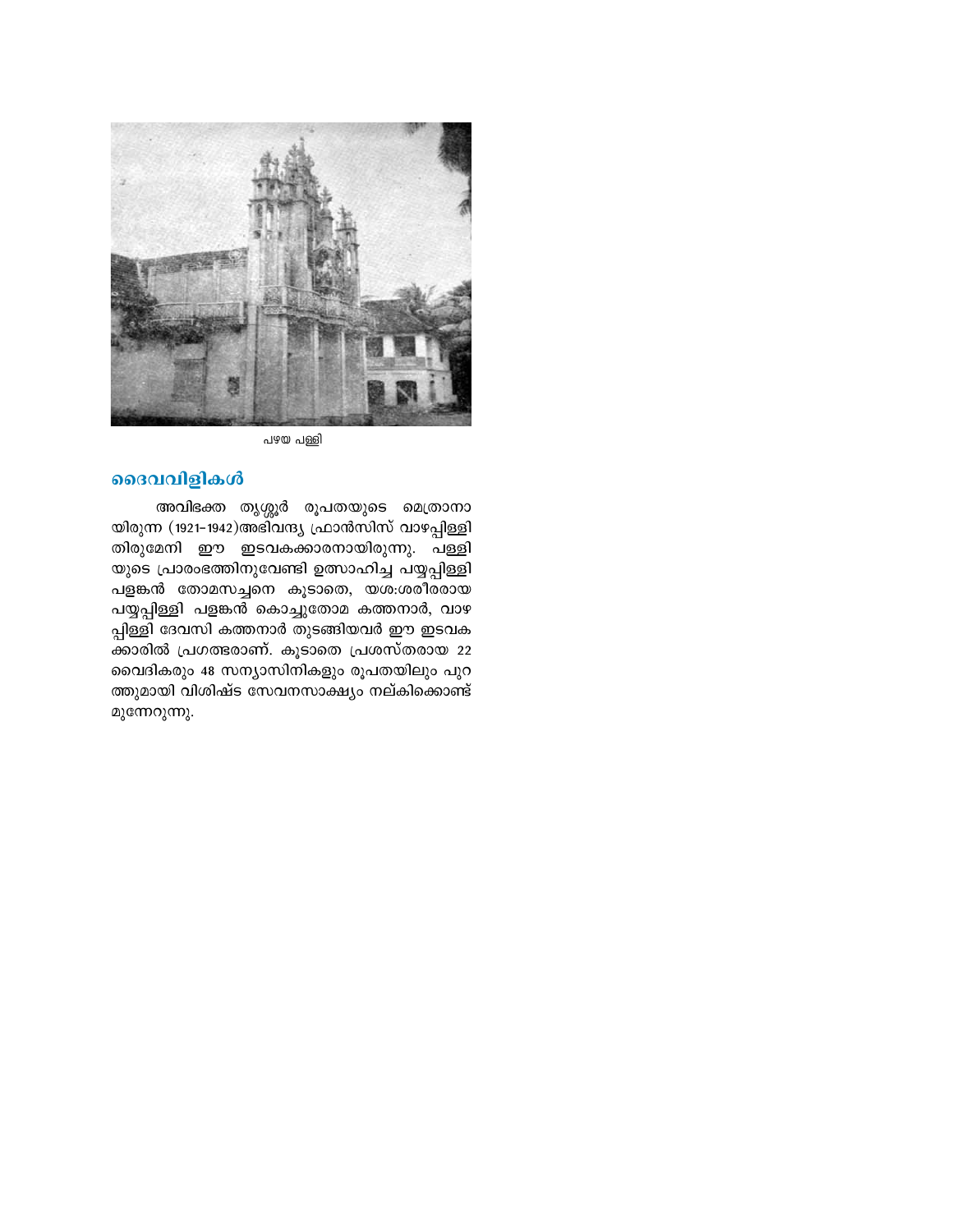പഴയ പള്ളി

## ദൈവവിളികൾ

അവിഭക്ത തൃശ്ശൂർ രൂപതയുടെ മെത്രാനായിരുന്ന (1921–1942)അഭിവന്ദ്യ ഫ്രാൻസിസ് വാഴപ്പിള്ളി തിരുമേനി ഈ ഇടവകക്കാരനായിരുന്നു. പള്ളിയുടെ പ്രാരംഭത്തിനുവേണ്ടി ഉത്സാഹിച്ച പയ്യപ്പിള്ളി പളങ്കൻ തോമസച്ചനെ കൂടാതെ, യശ:ശരീരരായ പയ്യപ്പിള്ളി പളങ്കൻ കൊച്ചുതോമ കത്തനാർ, വാഴപ്പിള്ളി ദേവസി കത്തനാർ തുടങ്ങിയവർ ഈ ഇടവകക്കാരിൽ പ്രഗത്ഭരാണ്. കൂടാതെ പ്രശസ്തരായ 22 വൈദികരും 48 സന്യാസിനികളും രൂപതയിലും പുറത്തുമായി വിശിഷ്ട സേവനസാക്ഷ്യം നല്കിക്കൊണ്ട് മുന്നേറുന്നു.